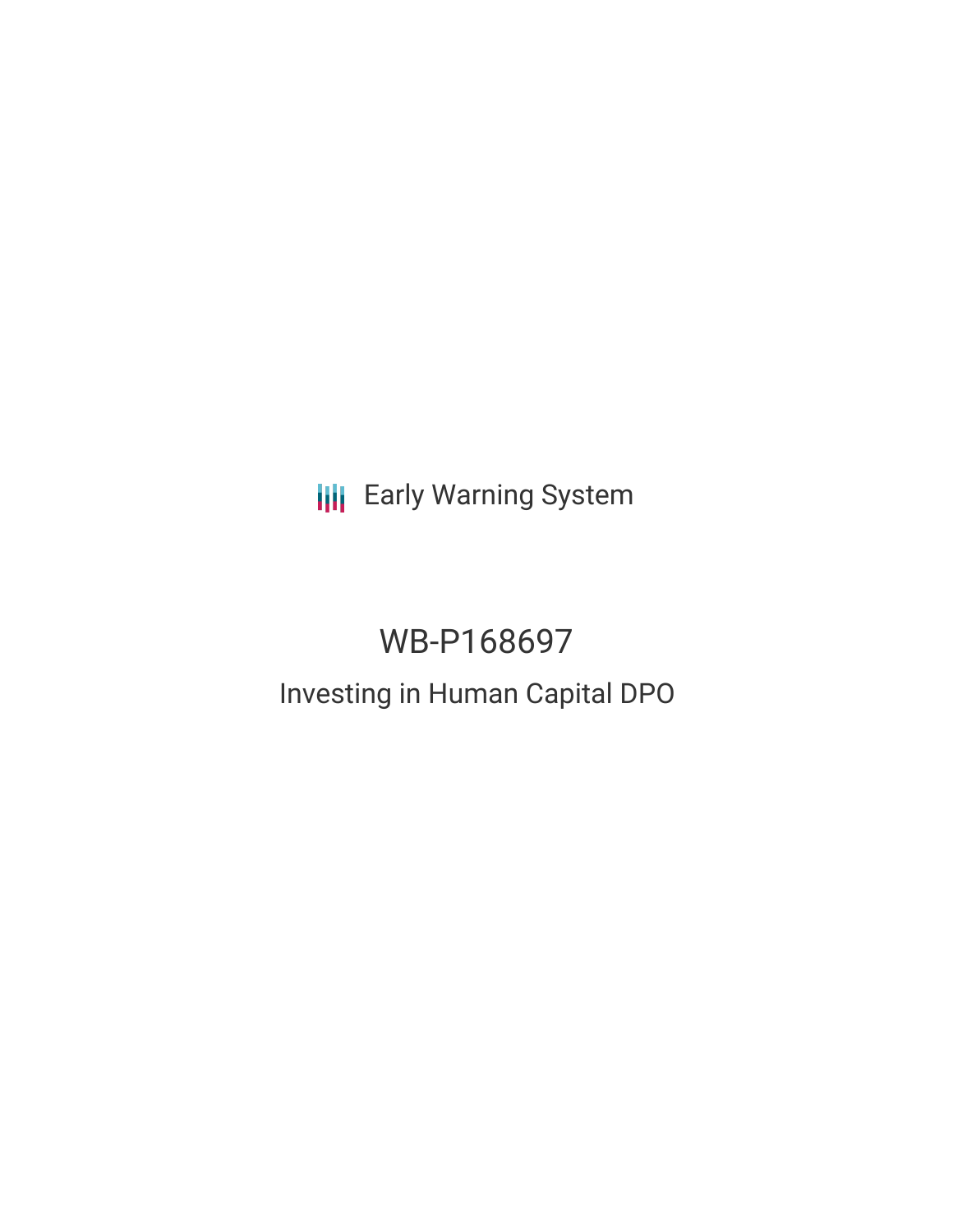Early Warning System

# WB-P168697

## Investing in Human Capital DPO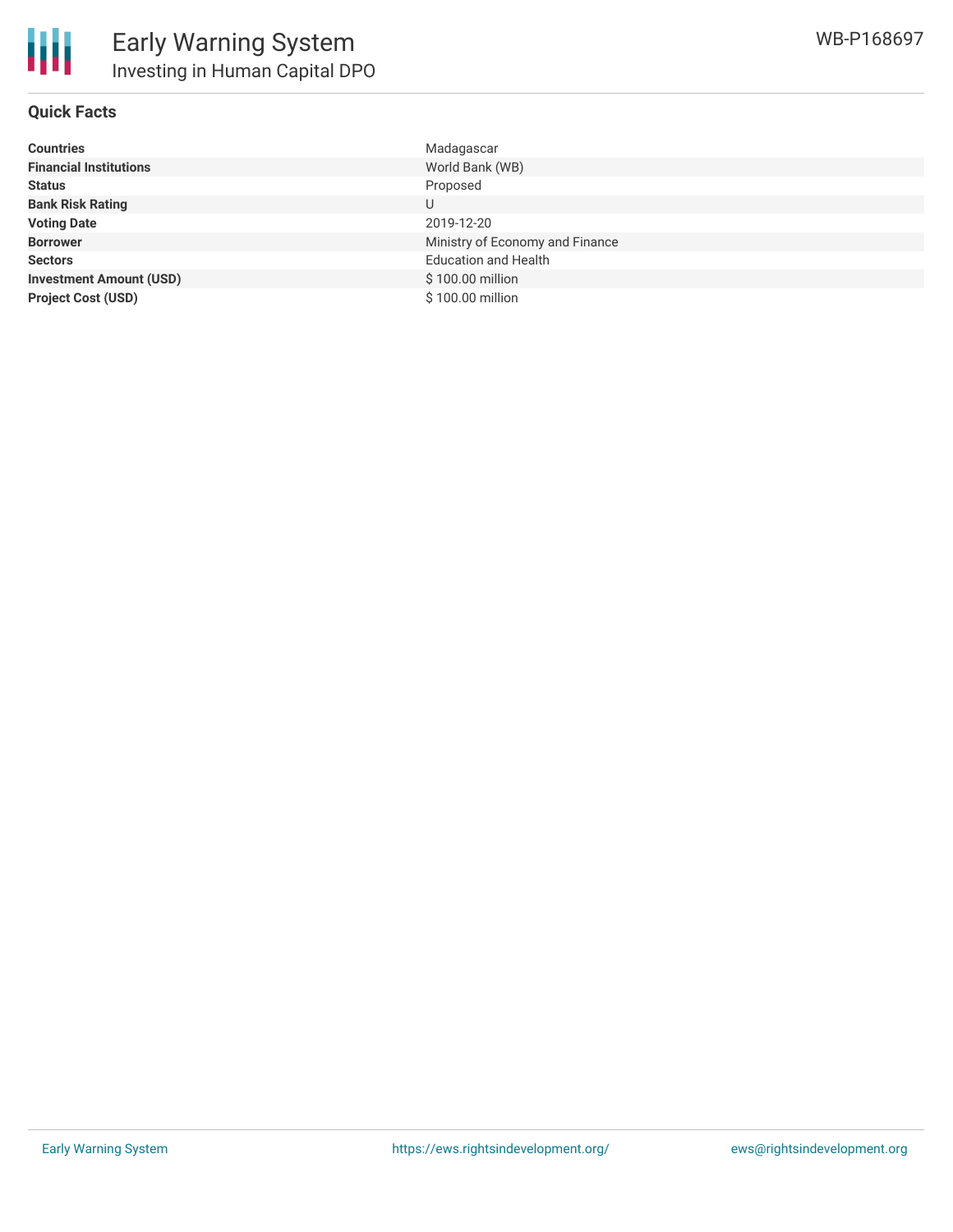# Early Warning System

## Investing in Human Capital DPO

WB-P168697

### Quick Facts

| | |
|---|---|
| **Countries** | Madagascar |
| **Financial Institutions** | World Bank (WB) |
| **Status** | Proposed |
| **Bank Risk Rating** | U |
| **Voting Date** | 2019-12-20 |
| **Borrower** | Ministry of Economy and Finance |
| **Sectors** | Education and Health |
| **Investment Amount (USD)** | $ 100.00 million |
| **Project Cost (USD)** | $ 100.00 million |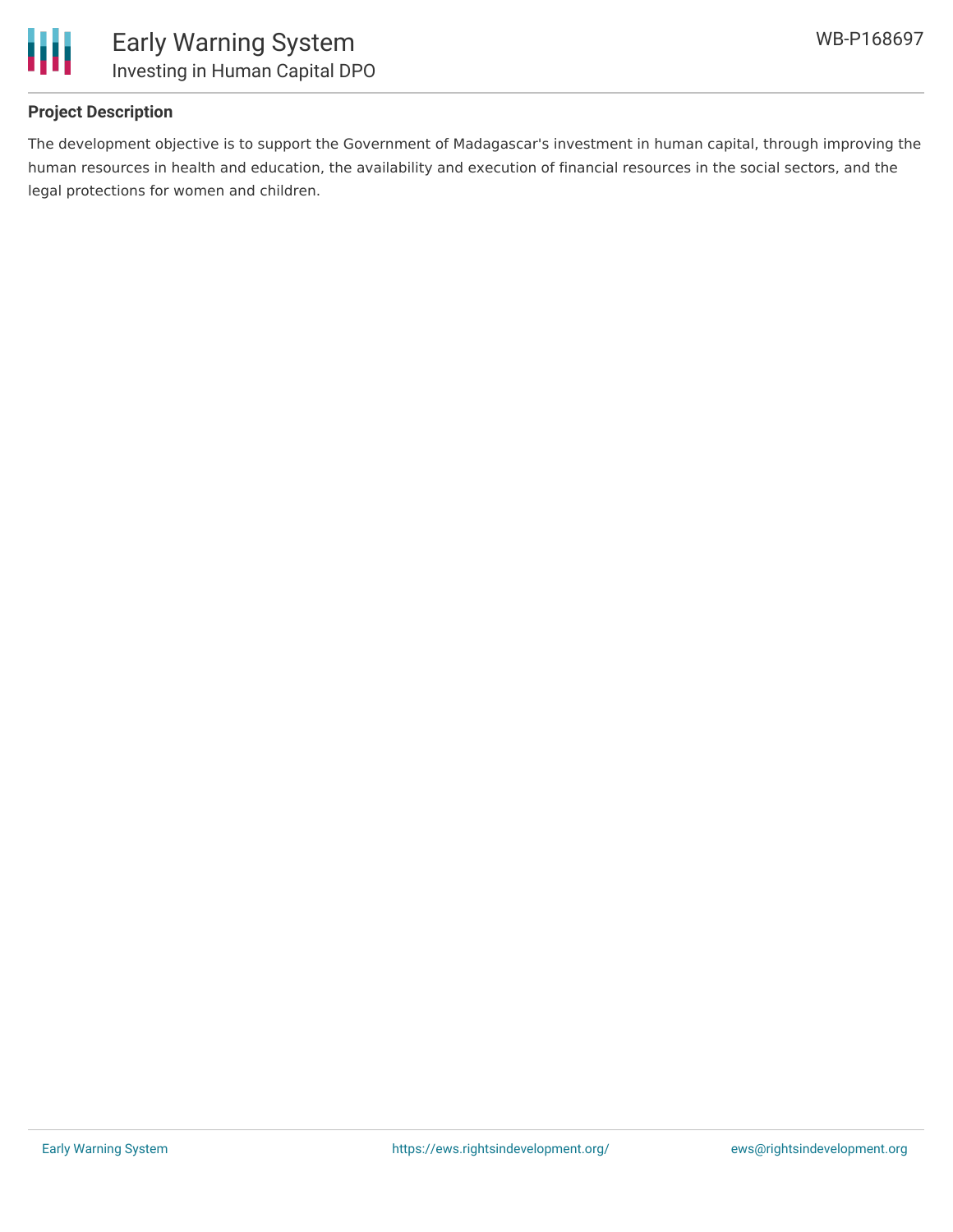## Project Description

The development objective is to support the Government of Madagascar's investment in human capital, through improving the human resources in health and education, the availability and execution of financial resources in the social sectors, and the legal protections for women and children.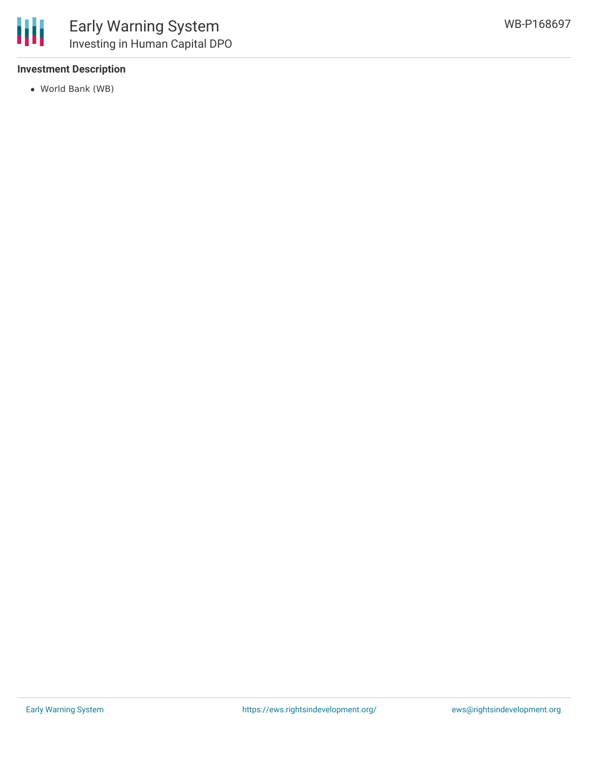### Investment Description

- World Bank (WB)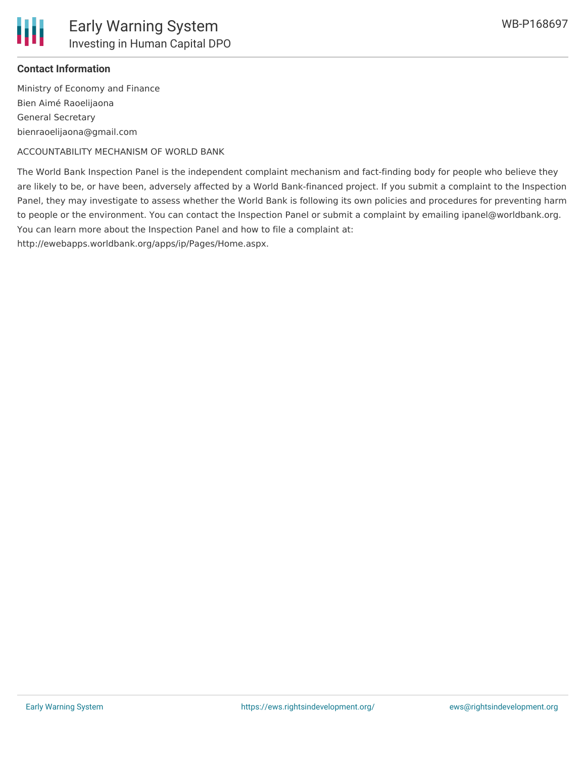**Contact Information**

Ministry of Economy and Finance
Bien Aimé Raoelijaona
General Secretary
bienraoelijaona@gmail.com

ACCOUNTABILITY MECHANISM OF WORLD BANK

The World Bank Inspection Panel is the independent complaint mechanism and fact-finding body for people who believe they are likely to be, or have been, adversely affected by a World Bank-financed project. If you submit a complaint to the Inspection Panel, they may investigate to assess whether the World Bank is following its own policies and procedures for preventing harm to people or the environment. You can contact the Inspection Panel or submit a complaint by emailing ipanel@worldbank.org. You can learn more about the Inspection Panel and how to file a complaint at: http://ewebapps.worldbank.org/apps/ip/Pages/Home.aspx.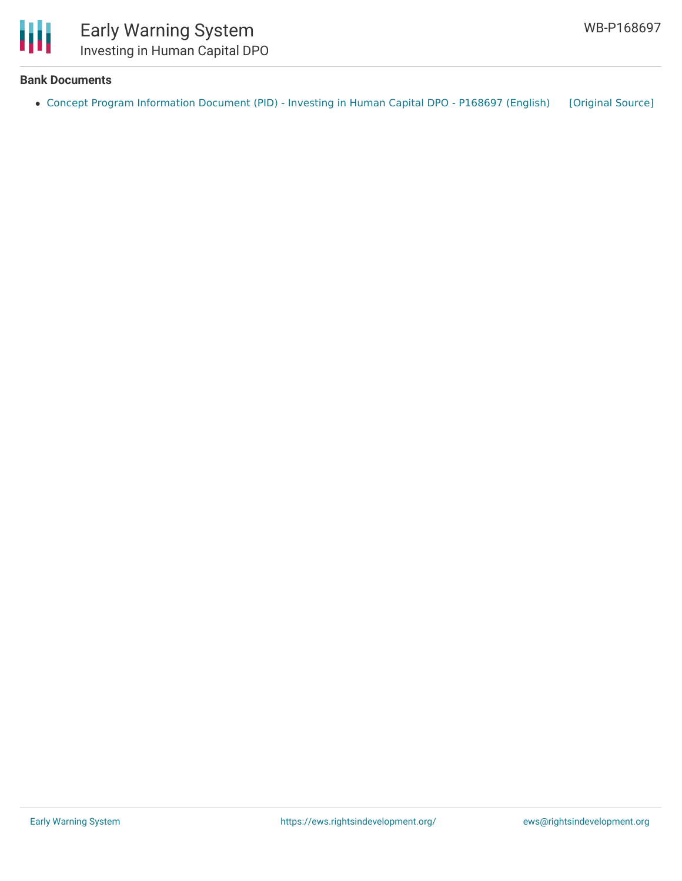**Bank Documents**

- Concept Program Information Document (PID) - Investing in Human Capital DPO - P168697 (English) [Original Source]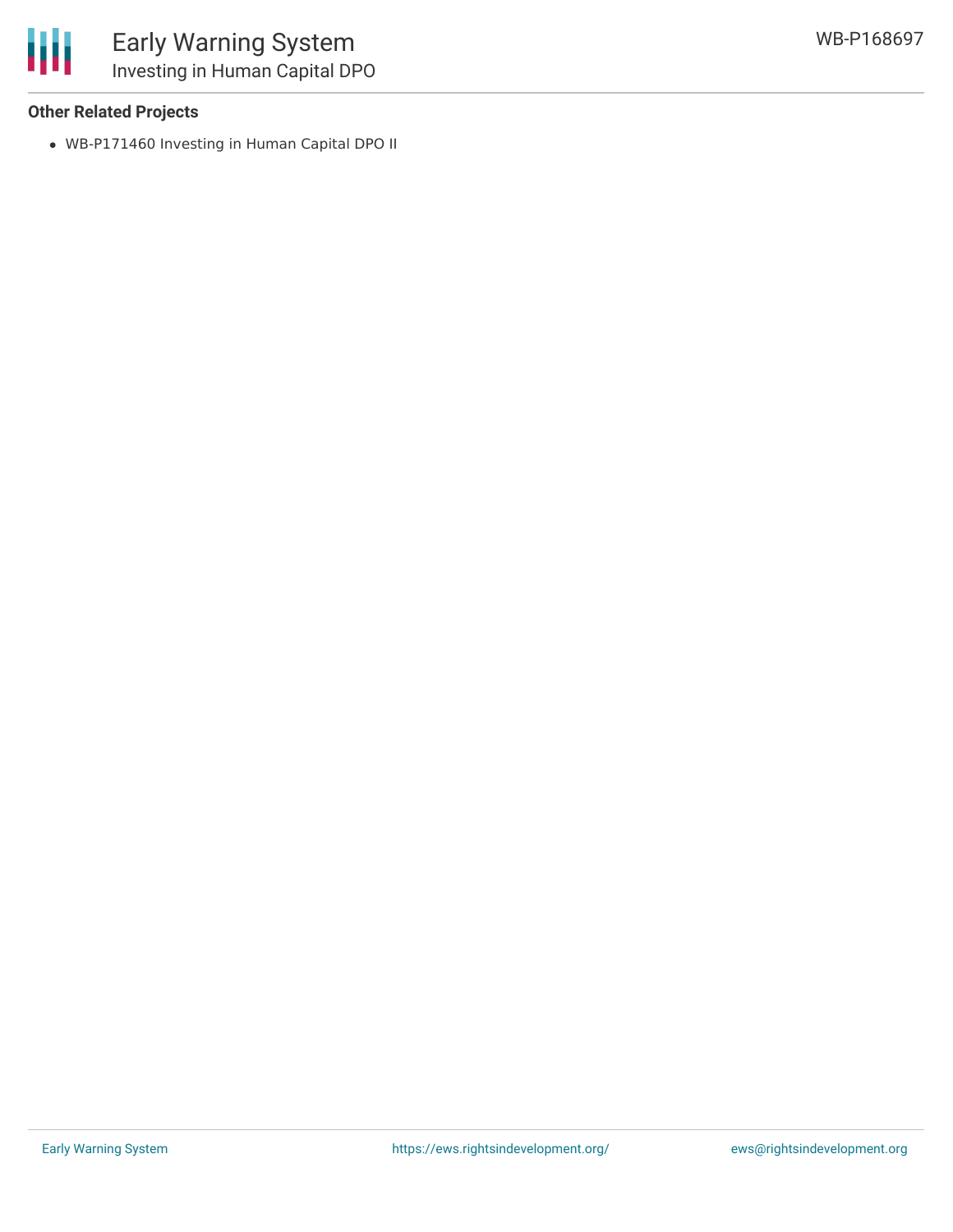### Other Related Projects

- WB-P171460 Investing in Human Capital DPO II